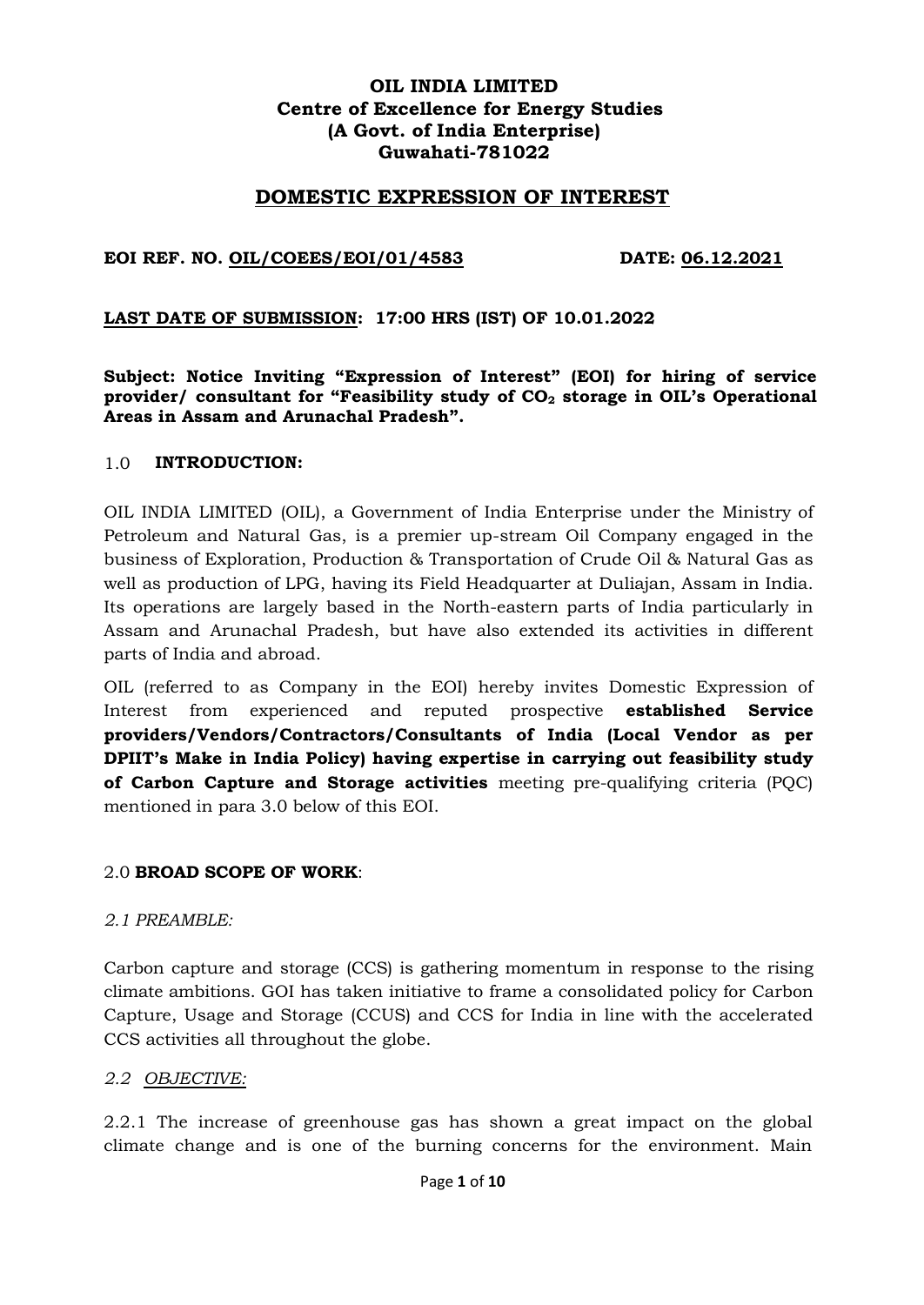**OIL INDIA LIMITED**
**Centre of Excellence for Energy Studies**
**(A Govt. of India Enterprise)**
**Guwahati-781022**

# DOMESTIC EXPRESSION OF INTEREST

**EOI REF. NO. OIL/COEES/EOI/01/4583 DATE: 06.12.2021**

**LAST DATE OF SUBMISSION: 17:00 HRS (IST) OF 10.01.2022**

**Subject: Notice Inviting "Expression of Interest" (EOI) for hiring of service provider/ consultant for "Feasibility study of $CO_2$ storage in OIL's Operational Areas in Assam and Arunachal Pradesh".**

## 1.0 INTRODUCTION:

OIL INDIA LIMITED (OIL), a Government of India Enterprise under the Ministry of Petroleum and Natural Gas, is a premier up-stream Oil Company engaged in the business of Exploration, Production & Transportation of Crude Oil & Natural Gas as well as production of LPG, having its Field Headquarter at Duliajan, Assam in India. Its operations are largely based in the North-eastern parts of India particularly in Assam and Arunachal Pradesh, but have also extended its activities in different parts of India and abroad.

OIL (referred to as Company in the EOI) hereby invites Domestic Expression of Interest from experienced and reputed prospective **established Service providers/Vendors/Contractors/Consultants of India (Local Vendor as per DPIIT's Make in India Policy) having expertise in carrying out feasibility study of Carbon Capture and Storage activities** meeting pre-qualifying criteria (PQC) mentioned in para 3.0 below of this EOI.

## 2.0 BROAD SCOPE OF WORK:

*2.1 PREAMBLE:*

Carbon capture and storage (CCS) is gathering momentum in response to the rising climate ambitions. GOI has taken initiative to frame a consolidated policy for Carbon Capture, Usage and Storage (CCUS) and CCS for India in line with the accelerated CCS activities all throughout the globe.

*2.2 OBJECTIVE:*

2.2.1 The increase of greenhouse gas has shown a great impact on the global climate change and is one of the burning concerns for the environment. Main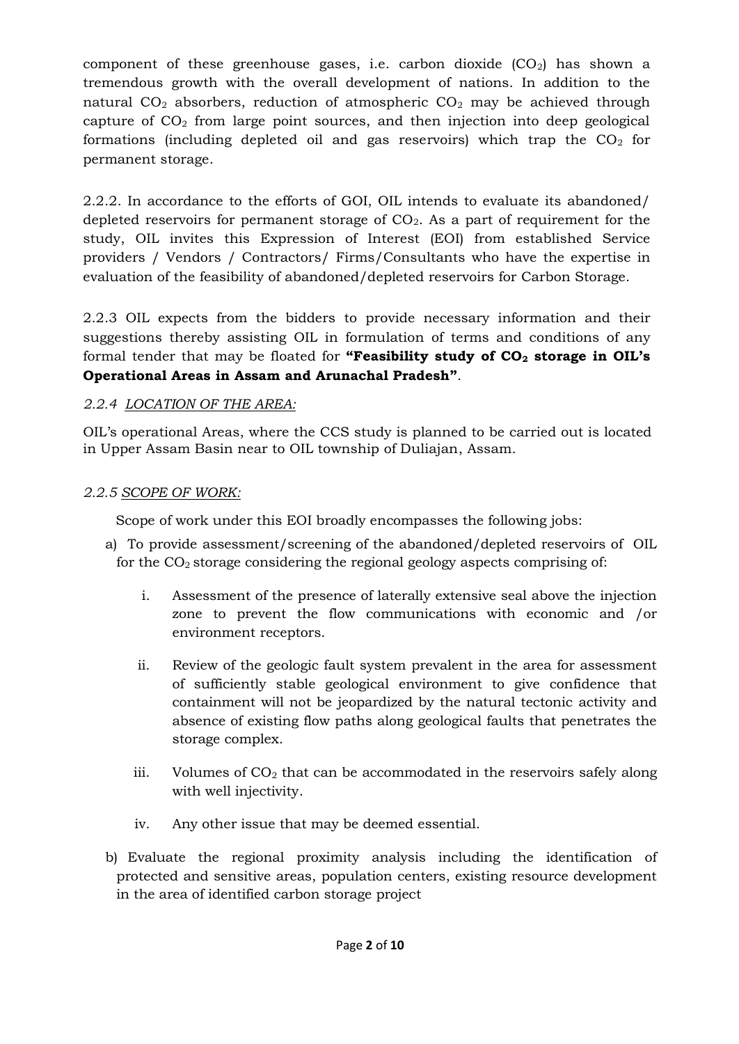component of these greenhouse gases, i.e. carbon dioxide ($CO_2$) has shown a tremendous growth with the overall development of nations. In addition to the natural $CO_2$ absorbers, reduction of atmospheric $CO_2$ may be achieved through capture of $CO_2$ from large point sources, and then injection into deep geological formations (including depleted oil and gas reservoirs) which trap the $CO_2$ for permanent storage.

2.2.2. In accordance to the efforts of GOI, OIL intends to evaluate its abandoned/ depleted reservoirs for permanent storage of $CO_2$. As a part of requirement for the study, OIL invites this Expression of Interest (EOI) from established Service providers / Vendors / Contractors/ Firms/Consultants who have the expertise in evaluation of the feasibility of abandoned/depleted reservoirs for Carbon Storage.

2.2.3 OIL expects from the bidders to provide necessary information and their suggestions thereby assisting OIL in formulation of terms and conditions of any formal tender that may be floated for **"Feasibility study of $CO_2$ storage in OIL's Operational Areas in Assam and Arunachal Pradesh"**.

*2.2.4 LOCATION OF THE AREA:*

OIL's operational Areas, where the CCS study is planned to be carried out is located in Upper Assam Basin near to OIL township of Duliajan, Assam.

*2.2.5 SCOPE OF WORK:*

Scope of work under this EOI broadly encompasses the following jobs:

a) To provide assessment/screening of the abandoned/depleted reservoirs of OIL for the $CO_2$ storage considering the regional geology aspects comprising of:

   i. Assessment of the presence of laterally extensive seal above the injection zone to prevent the flow communications with economic and /or environment receptors.

   ii. Review of the geologic fault system prevalent in the area for assessment of sufficiently stable geological environment to give confidence that containment will not be jeopardized by the natural tectonic activity and absence of existing flow paths along geological faults that penetrates the storage complex.

   iii. Volumes of $CO_2$ that can be accommodated in the reservoirs safely along with well injectivity.

   iv. Any other issue that may be deemed essential.

b) Evaluate the regional proximity analysis including the identification of protected and sensitive areas, population centers, existing resource development in the area of identified carbon storage project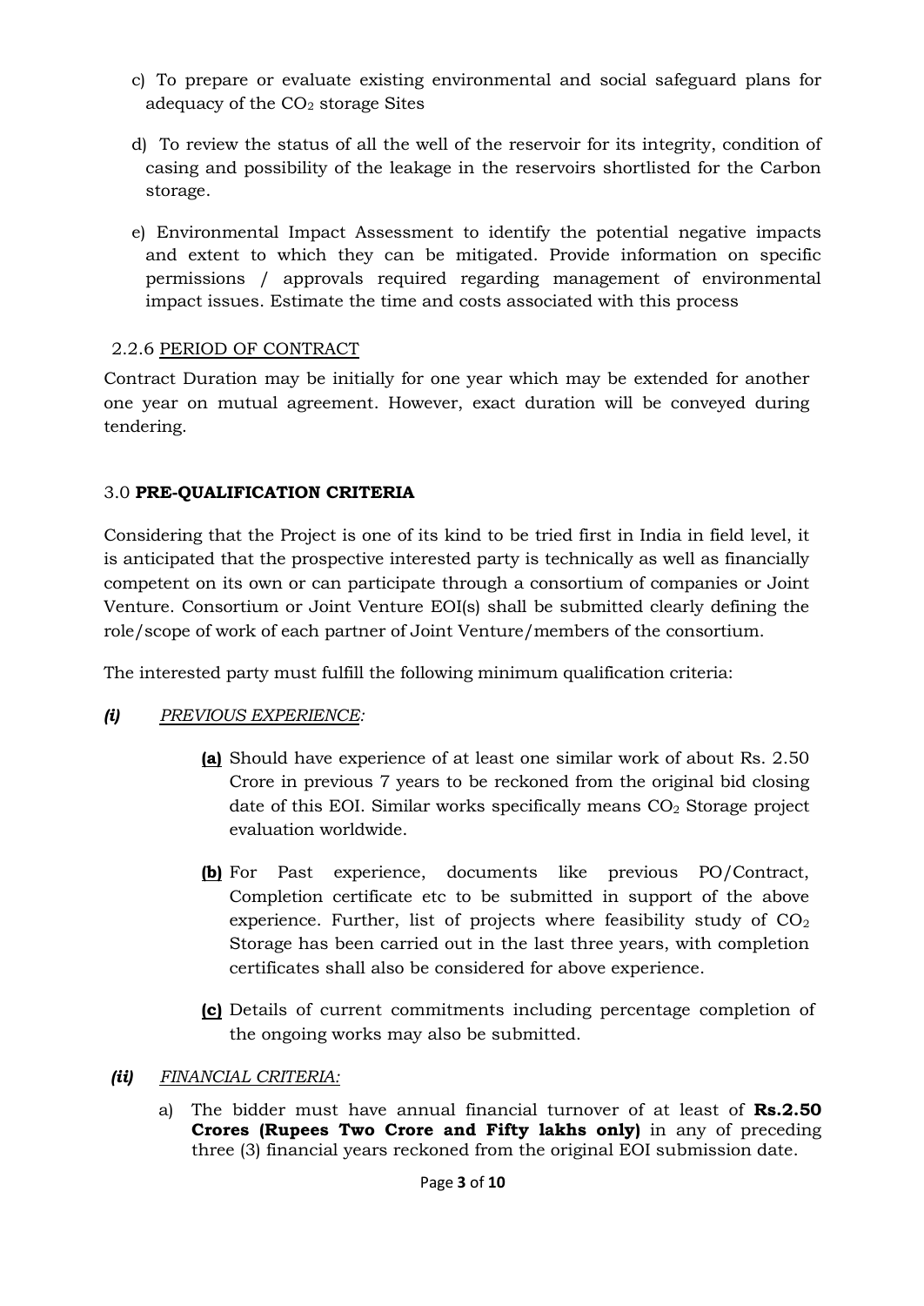c) To prepare or evaluate existing environmental and social safeguard plans for adequacy of the $CO_2$ storage Sites

d) To review the status of all the well of the reservoir for its integrity, condition of casing and possibility of the leakage in the reservoirs shortlisted for the Carbon storage.

e) Environmental Impact Assessment to identify the potential negative impacts and extent to which they can be mitigated. Provide information on specific permissions / approvals required regarding management of environmental impact issues. Estimate the time and costs associated with this process

2.2.6 PERIOD OF CONTRACT

Contract Duration may be initially for one year which may be extended for another one year on mutual agreement. However, exact duration will be conveyed during tendering.

## 3.0 **PRE-QUALIFICATION CRITERIA**

Considering that the Project is one of its kind to be tried first in India in field level, it is anticipated that the prospective interested party is technically as well as financially competent on its own or can participate through a consortium of companies or Joint Venture. Consortium or Joint Venture EOI(s) shall be submitted clearly defining the role/scope of work of each partner of Joint Venture/members of the consortium.

The interested party must fulfill the following minimum qualification criteria:

***(i)*** *PREVIOUS EXPERIENCE:*

**(a)** Should have experience of at least one similar work of about Rs. 2.50 Crore in previous 7 years to be reckoned from the original bid closing date of this EOI. Similar works specifically means $CO_2$ Storage project evaluation worldwide.

**(b)** For Past experience, documents like previous PO/Contract, Completion certificate etc to be submitted in support of the above experience. Further, list of projects where feasibility study of $CO_2$ Storage has been carried out in the last three years, with completion certificates shall also be considered for above experience.

**(c)** Details of current commitments including percentage completion of the ongoing works may also be submitted.

***(ii)*** *FINANCIAL CRITERIA:*

a) The bidder must have annual financial turnover of at least of **Rs.2.50 Crores (Rupees Two Crore and Fifty lakhs only)** in any of preceding three (3) financial years reckoned from the original EOI submission date.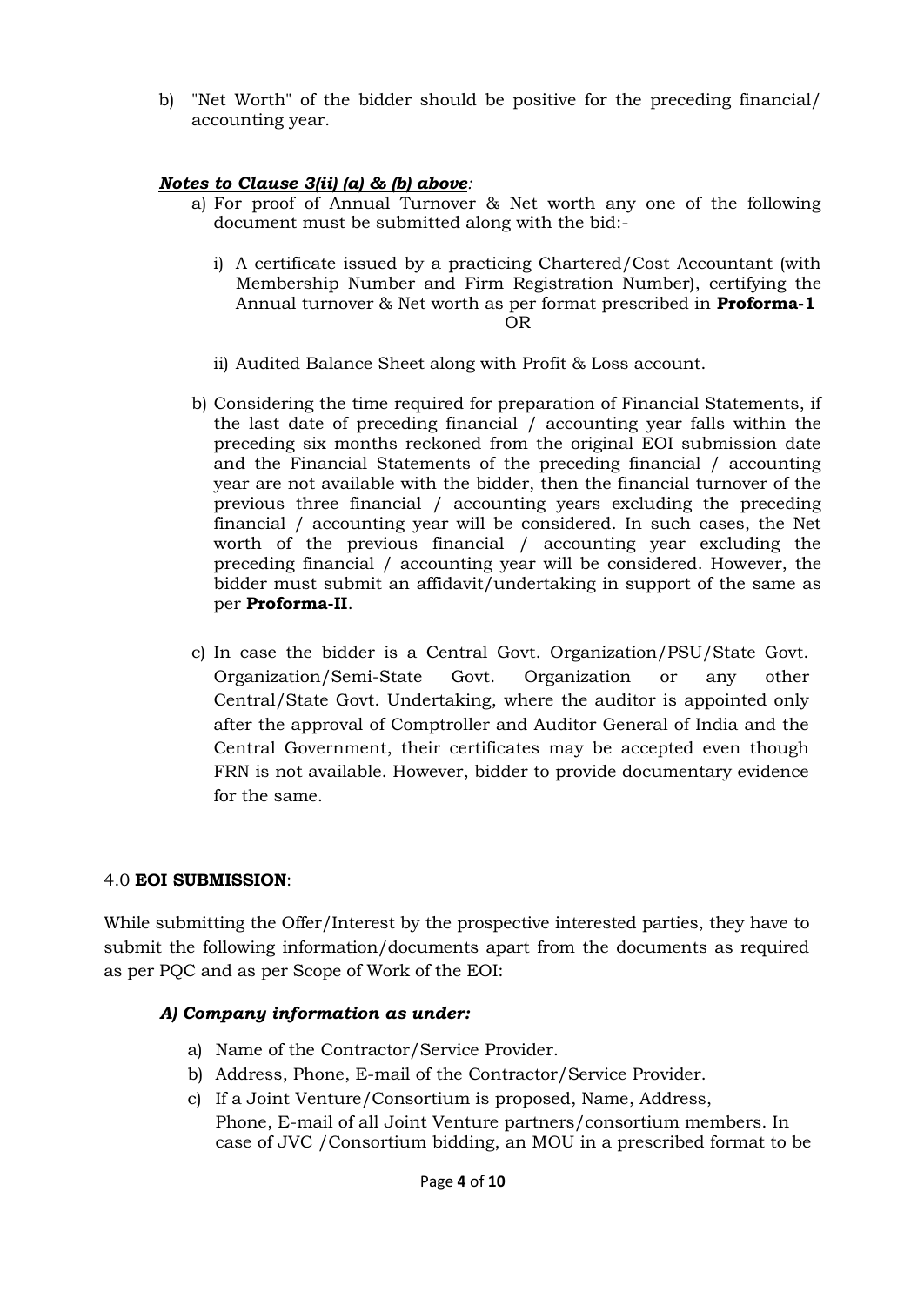b) "Net Worth" of the bidder should be positive for the preceding financial/ accounting year.

***Notes to Clause 3(ii) (a) & (b) above**:*

a) For proof of Annual Turnover & Net worth any one of the following document must be submitted along with the bid:-

   i) A certificate issued by a practicing Chartered/Cost Accountant (with Membership Number and Firm Registration Number), certifying the Annual turnover & Net worth as per format prescribed in **Proforma-1**

   OR

   ii) Audited Balance Sheet along with Profit & Loss account.

b) Considering the time required for preparation of Financial Statements, if the last date of preceding financial / accounting year falls within the preceding six months reckoned from the original EOI submission date and the Financial Statements of the preceding financial / accounting year are not available with the bidder, then the financial turnover of the previous three financial / accounting years excluding the preceding financial / accounting year will be considered. In such cases, the Net worth of the previous financial / accounting year excluding the preceding financial / accounting year will be considered. However, the bidder must submit an affidavit/undertaking in support of the same as per **Proforma-II**.

c) In case the bidder is a Central Govt. Organization/PSU/State Govt. Organization/Semi-State Govt. Organization or any other Central/State Govt. Undertaking, where the auditor is appointed only after the approval of Comptroller and Auditor General of India and the Central Government, their certificates may be accepted even though FRN is not available. However, bidder to provide documentary evidence for the same.

4.0 **EOI SUBMISSION**:

While submitting the Offer/Interest by the prospective interested parties, they have to submit the following information/documents apart from the documents as required as per PQC and as per Scope of Work of the EOI:

***A) Company information as under:***

a) Name of the Contractor/Service Provider.
b) Address, Phone, E-mail of the Contractor/Service Provider.
c) If a Joint Venture/Consortium is proposed, Name, Address, Phone, E-mail of all Joint Venture partners/consortium members. In case of JVC /Consortium bidding, an MOU in a prescribed format to be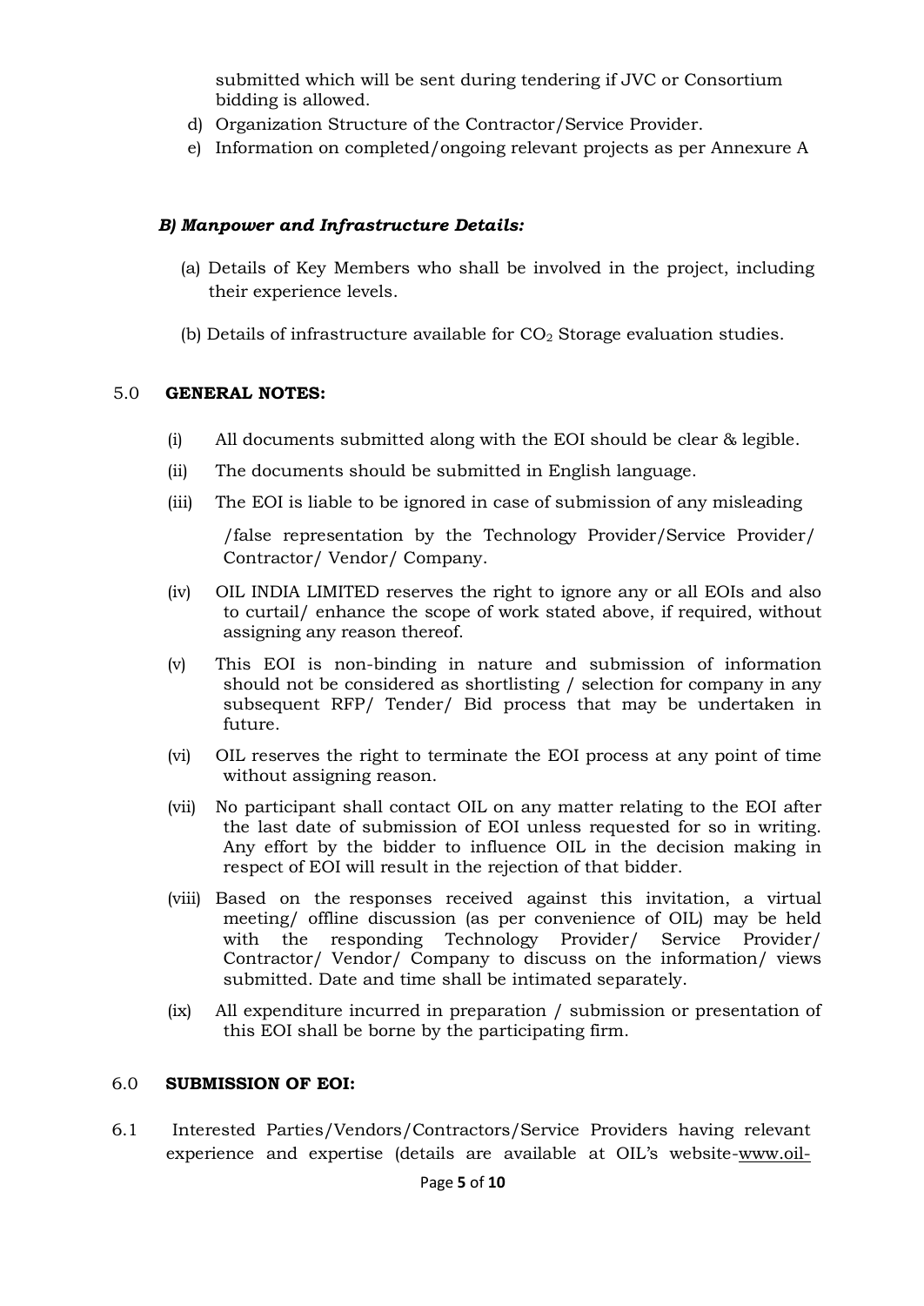submitted which will be sent during tendering if JVC or Consortium bidding is allowed.

d) Organization Structure of the Contractor/Service Provider.
e) Information on completed/ongoing relevant projects as per Annexure A

### *B) Manpower and Infrastructure Details:*

(a) Details of Key Members who shall be involved in the project, including their experience levels.

(b) Details of infrastructure available for $CO_2$ Storage evaluation studies.

## 5.0 GENERAL NOTES:

(i) All documents submitted along with the EOI should be clear & legible.

(ii) The documents should be submitted in English language.

(iii) The EOI is liable to be ignored in case of submission of any misleading /false representation by the Technology Provider/Service Provider/ Contractor/ Vendor/ Company.

(iv) OIL INDIA LIMITED reserves the right to ignore any or all EOIs and also to curtail/ enhance the scope of work stated above, if required, without assigning any reason thereof.

(v) This EOI is non-binding in nature and submission of information should not be considered as shortlisting / selection for company in any subsequent RFP/ Tender/ Bid process that may be undertaken in future.

(vi) OIL reserves the right to terminate the EOI process at any point of time without assigning reason.

(vii) No participant shall contact OIL on any matter relating to the EOI after the last date of submission of EOI unless requested for so in writing. Any effort by the bidder to influence OIL in the decision making in respect of EOI will result in the rejection of that bidder.

(viii) Based on the responses received against this invitation, a virtual meeting/ offline discussion (as per convenience of OIL) may be held with the responding Technology Provider/ Service Provider/ Contractor/ Vendor/ Company to discuss on the information/ views submitted. Date and time shall be intimated separately.

(ix) All expenditure incurred in preparation / submission or presentation of this EOI shall be borne by the participating firm.

## 6.0 SUBMISSION OF EOI:

6.1 Interested Parties/Vendors/Contractors/Service Providers having relevant experience and expertise (details are available at OIL's website-www.oil-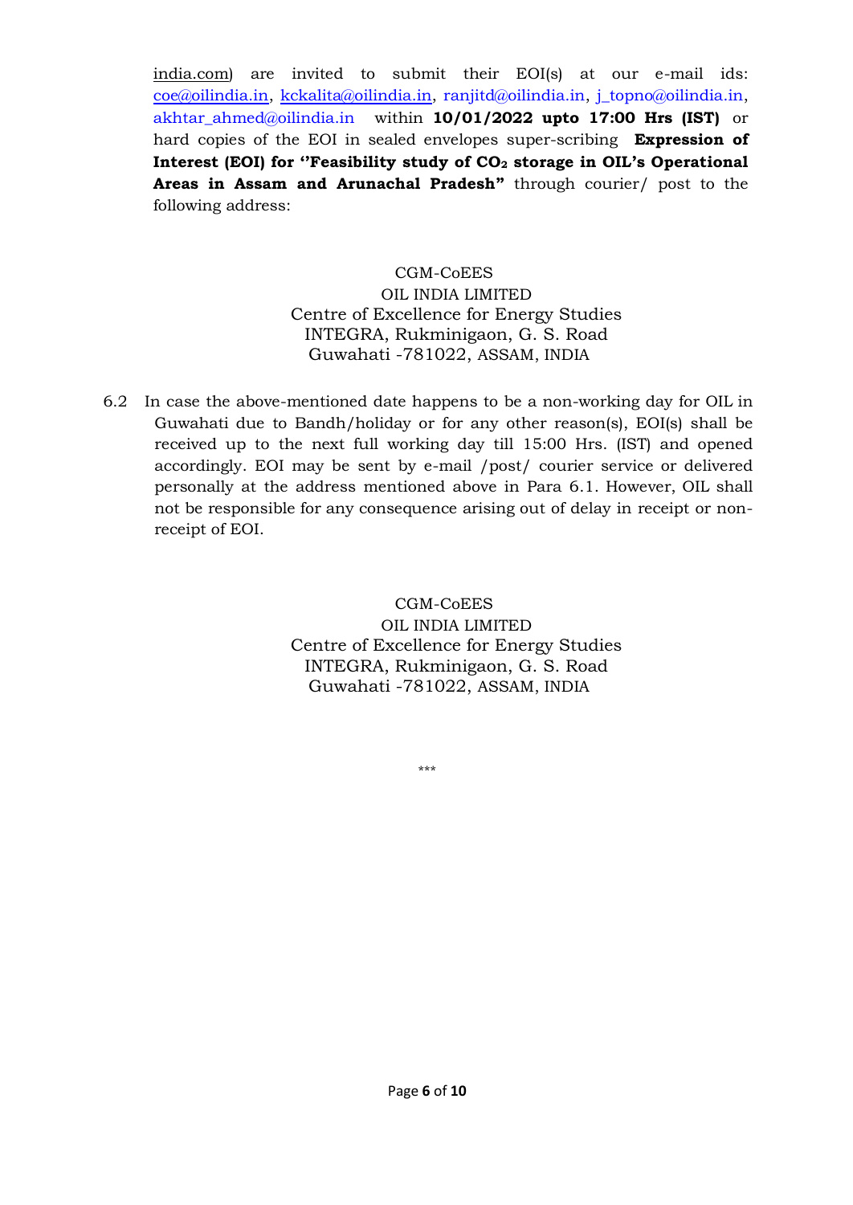india.com) are invited to submit their EOI(s) at our e-mail ids: coe@oilindia.in, kckalita@oilindia.in, ranjitd@oilindia.in, j_topno@oilindia.in, akhtar_ahmed@oilindia.in within **10/01/2022 upto 17:00 Hrs (IST)** or hard copies of the EOI in sealed envelopes super-scribing **Expression of Interest (EOI) for ''Feasibility study of $CO_2$ storage in OIL's Operational Areas in Assam and Arunachal Pradesh"** through courier/ post to the following address:

CGM-CoEES
OIL INDIA LIMITED
Centre of Excellence for Energy Studies
INTEGRA, Rukminigaon, G. S. Road
Guwahati -781022, ASSAM, INDIA

6.2 In case the above-mentioned date happens to be a non-working day for OIL in Guwahati due to Bandh/holiday or for any other reason(s), EOI(s) shall be received up to the next full working day till 15:00 Hrs. (IST) and opened accordingly. EOI may be sent by e-mail /post/ courier service or delivered personally at the address mentioned above in Para 6.1. However, OIL shall not be responsible for any consequence arising out of delay in receipt or non-receipt of EOI.

CGM-CoEES
OIL INDIA LIMITED
Centre of Excellence for Energy Studies
INTEGRA, Rukminigaon, G. S. Road
Guwahati -781022, ASSAM, INDIA

***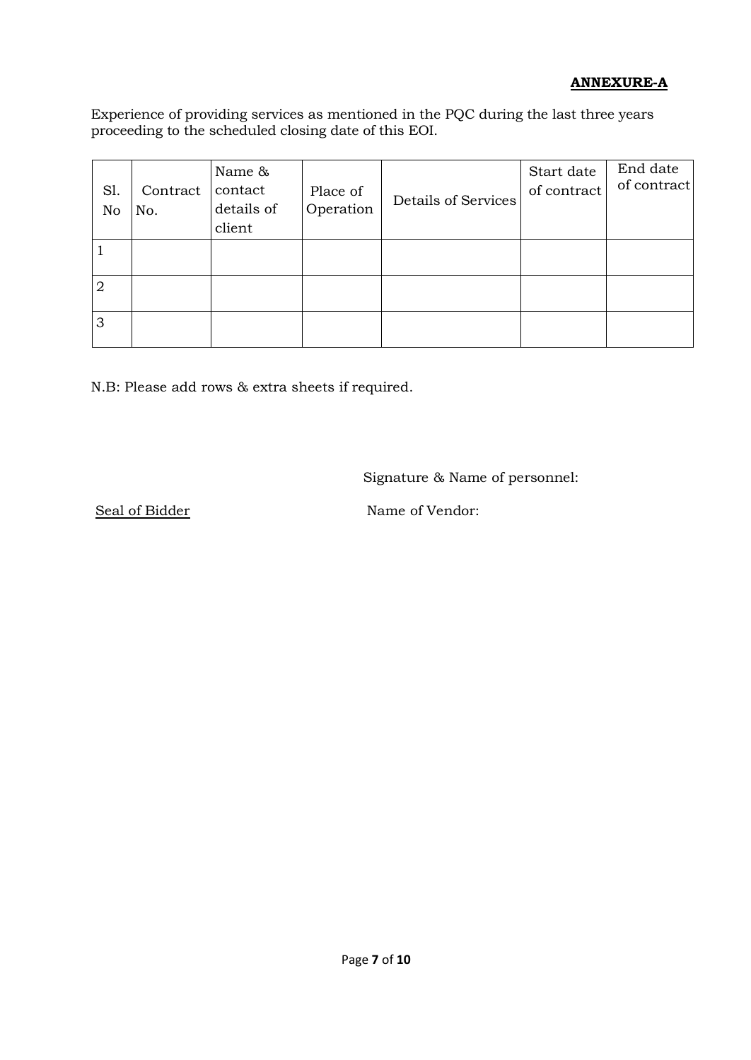**ANNEXURE-A**

Experience of providing services as mentioned in the PQC during the last three years proceeding to the scheduled closing date of this EOI.

| Sl. No | Contract No. | Name & contact details of client | Place of Operation | Details of Services | Start date of contract | End date of contract |
|---|---|---|---|---|---|---|
| 1 | | | | | | |
| 2 | | | | | | |
| 3 | | | | | | |

N.B: Please add rows & extra sheets if required.

Signature & Name of personnel:

Seal of Bidder

Name of Vendor: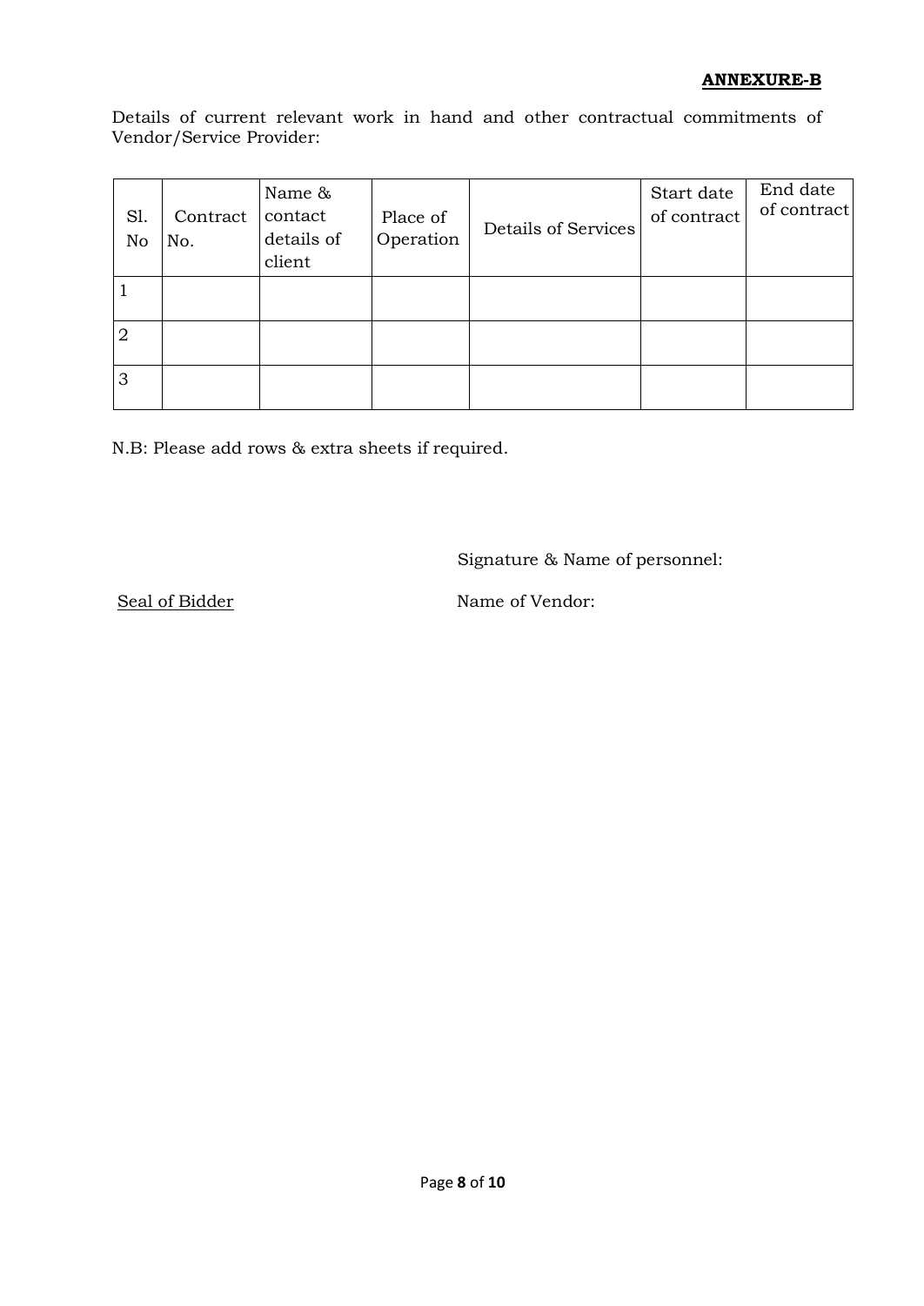**ANNEXURE-B**

Details of current relevant work in hand and other contractual commitments of Vendor/Service Provider:

| Sl. No | Contract No. | Name & contact details of client | Place of Operation | Details of Services | Start date of contract | End date of contract |
|---|---|---|---|---|---|---|
| 1 | | | | | | |
| 2 | | | | | | |
| 3 | | | | | | |

N.B: Please add rows & extra sheets if required.

Signature & Name of personnel:

Seal of Bidder

Name of Vendor: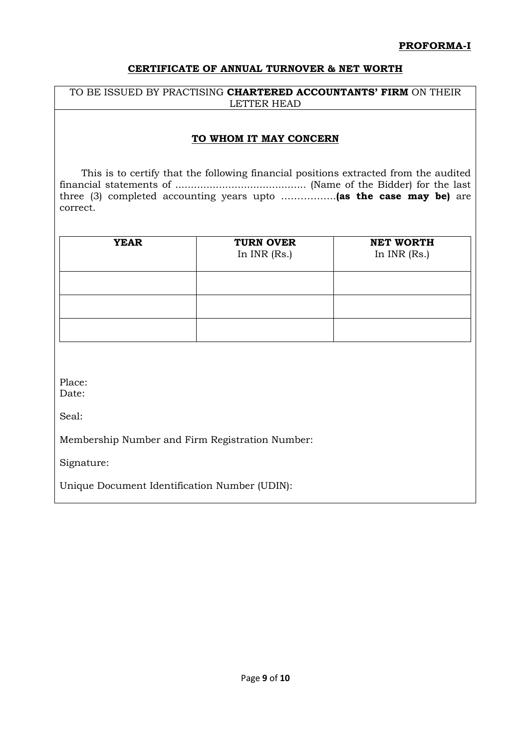**PROFORMA-I**

## CERTIFICATE OF ANNUAL TURNOVER & NET WORTH

TO BE ISSUED BY PRACTISING **CHARTERED ACCOUNTANTS' FIRM** ON THEIR LETTER HEAD

### TO WHOM IT MAY CONCERN

This is to certify that the following financial positions extracted from the audited financial statements of .......................................... (Name of the Bidder) for the last three (3) completed accounting years upto ……………..**(as the case may be)** are correct.

| **YEAR** | **TURN OVER** In INR (Rs.) | **NET WORTH** In INR (Rs.) |
|---|---|---|
| | | |
| | | |
| | | |

Place:
Date:

Seal:

Membership Number and Firm Registration Number:

Signature:

Unique Document Identification Number (UDIN):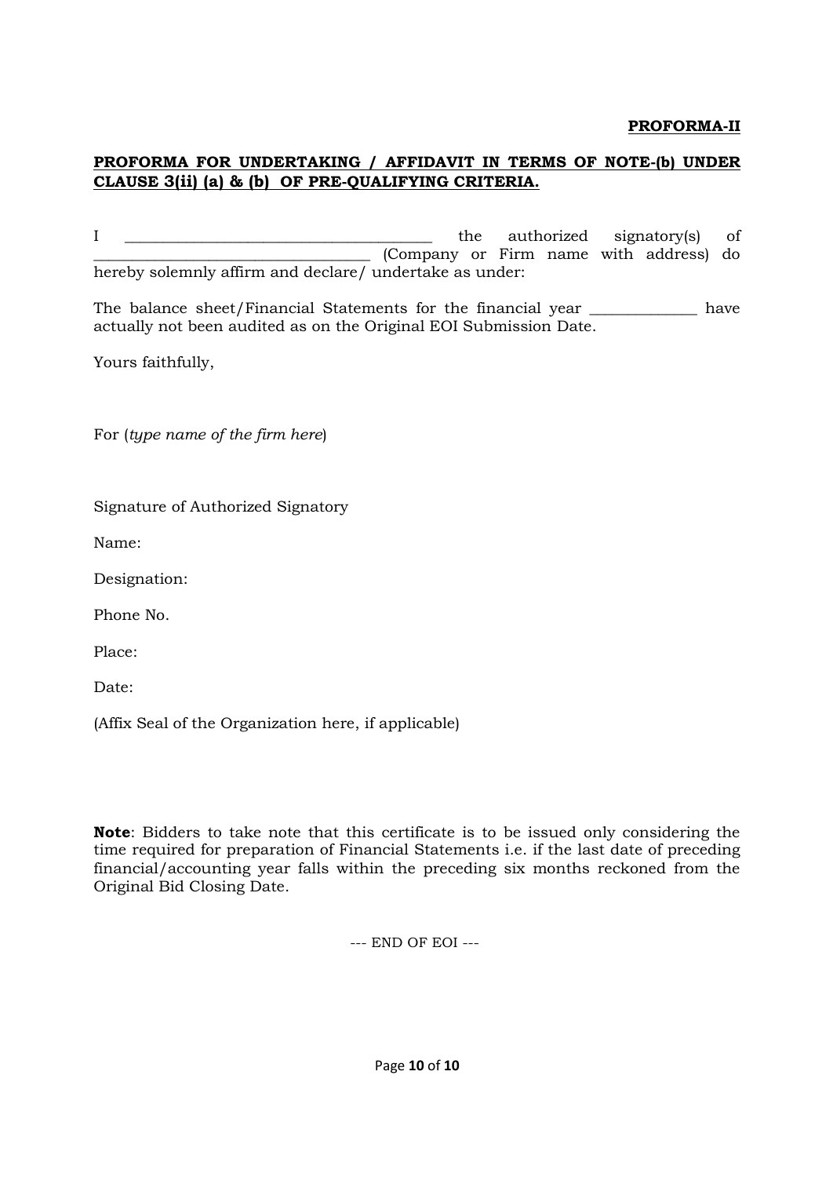**PROFORMA-II**

**PROFORMA FOR UNDERTAKING / AFFIDAVIT IN TERMS OF NOTE-(b) UNDER CLAUSE 3(ii) (a) & (b) OF PRE-QUALIFYING CRITERIA.**

I ______________________________________ the authorized signatory(s) of __________________________________ (Company or Firm name with address) do hereby solemnly affirm and declare/ undertake as under:

The balance sheet/Financial Statements for the financial year _____________ have actually not been audited as on the Original EOI Submission Date.

Yours faithfully,

For (*type name of the firm here*)

Signature of Authorized Signatory

Name:

Designation:

Phone No.

Place:

Date:

(Affix Seal of the Organization here, if applicable)

**Note**: Bidders to take note that this certificate is to be issued only considering the time required for preparation of Financial Statements i.e. if the last date of preceding financial/accounting year falls within the preceding six months reckoned from the Original Bid Closing Date.

--- END OF EOI ---